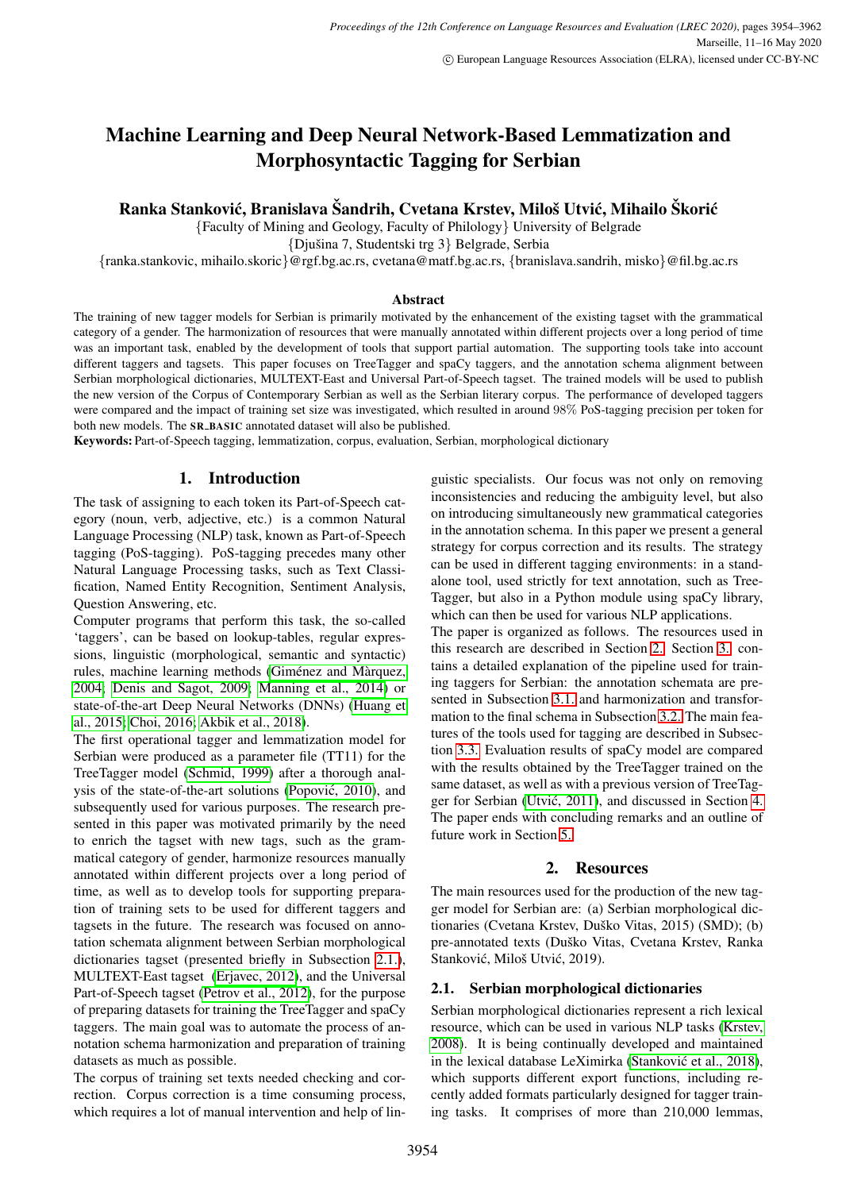# Machine Learning and Deep Neural Network-Based Lemmatization and Morphosyntactic Tagging for Serbian

**Ranka Stanković, Branislava Šandrih, Cvetana Krstev, Miloš Utvić, Mihailo Škorić**

{Faculty of Mining and Geology, Faculty of Philology} University of Belgrade
{Djušina 7, Studentski trg 3} Belgrade, Serbia
{ranka.stankovic, mihailo.skoric}@rgf.bg.ac.rs, cvetana@matf.bg.ac.rs, {branislava.sandrih, misko}@fil.bg.ac.rs

### Abstract

The training of new tagger models for Serbian is primarily motivated by the enhancement of the existing tagset with the grammatical category of a gender. The harmonization of resources that were manually annotated within different projects over a long period of time was an important task, enabled by the development of tools that support partial automation. The supporting tools take into account different taggers and tagsets. This paper focuses on TreeTagger and spaCy taggers, and the annotation schema alignment between Serbian morphological dictionaries, MULTEXT-East and Universal Part-of-Speech tagset. The trained models will be used to publish the new version of the Corpus of Contemporary Serbian as well as the Serbian literary corpus. The performance of developed taggers were compared and the impact of training set size was investigated, which resulted in around 98% PoS-tagging precision per token for both new models. The **SR_BASIC** annotated dataset will also be published.

**Keywords:** Part-of-Speech tagging, lemmatization, corpus, evaluation, Serbian, morphological dictionary

## 1. Introduction

The task of assigning to each token its Part-of-Speech category (noun, verb, adjective, etc.) is a common Natural Language Processing (NLP) task, known as Part-of-Speech tagging (PoS-tagging). PoS-tagging precedes many other Natural Language Processing tasks, such as Text Classification, Named Entity Recognition, Sentiment Analysis, Question Answering, etc.

Computer programs that perform this task, the so-called 'taggers', can be based on lookup-tables, regular expressions, linguistic (morphological, semantic and syntactic) rules, machine learning methods (Giménez and Màrquez, 2004; Denis and Sagot, 2009; Manning et al., 2014) or state-of-the-art Deep Neural Networks (DNNs) (Huang et al., 2015; Choi, 2016; Akbik et al., 2018).

The first operational tagger and lemmatization model for Serbian were produced as a parameter file (TT11) for the TreeTagger model (Schmid, 1999) after a thorough analysis of the state-of-the-art solutions (Popović, 2010), and subsequently used for various purposes. The research presented in this paper was motivated primarily by the need to enrich the tagset with new tags, such as the grammatical category of gender, harmonize resources manually annotated within different projects over a long period of time, as well as to develop tools for supporting preparation of training sets to be used for different taggers and tagsets in the future. The research was focused on annotation schemata alignment between Serbian morphological dictionaries tagset (presented briefly in Subsection 2.1.), MULTEXT-East tagset (Erjavec, 2012), and the Universal Part-of-Speech tagset (Petrov et al., 2012), for the purpose of preparing datasets for training the TreeTagger and spaCy taggers. The main goal was to automate the process of annotation schema harmonization and preparation of training datasets as much as possible.

The corpus of training set texts needed checking and correction. Corpus correction is a time consuming process, which requires a lot of manual intervention and help of linguistic specialists. Our focus was not only on removing inconsistencies and reducing the ambiguity level, but also on introducing simultaneously new grammatical categories in the annotation schema. In this paper we present a general strategy for corpus correction and its results. The strategy can be used in different tagging environments: in a standalone tool, used strictly for text annotation, such as TreeTagger, but also in a Python module using spaCy library, which can then be used for various NLP applications.

The paper is organized as follows. The resources used in this research are described in Section 2. Section 3. contains a detailed explanation of the pipeline used for training taggers for Serbian: the annotation schemata are presented in Subsection 3.1. and harmonization and transformation to the final schema in Subsection 3.2. The main features of the tools used for tagging are described in Subsection 3.3. Evaluation results of spaCy model are compared with the results obtained by the TreeTagger trained on the same dataset, as well as with a previous version of TreeTagger for Serbian (Utvić, 2011), and discussed in Section 4. The paper ends with concluding remarks and an outline of future work in Section 5.

## 2. Resources

The main resources used for the production of the new tagger model for Serbian are: (a) Serbian morphological dictionaries (Cvetana Krstev, Duško Vitas, 2015) (SMD); (b) pre-annotated texts (Duško Vitas, Cvetana Krstev, Ranka Stanković, Miloš Utvić, 2019).

### 2.1. Serbian morphological dictionaries

Serbian morphological dictionaries represent a rich lexical resource, which can be used in various NLP tasks (Krstev, 2008). It is being continually developed and maintained in the lexical database LeXimirka (Stanković et al., 2018), which supports different export functions, including recently added formats particularly designed for tagger training tasks. It comprises of more than 210,000 lemmas,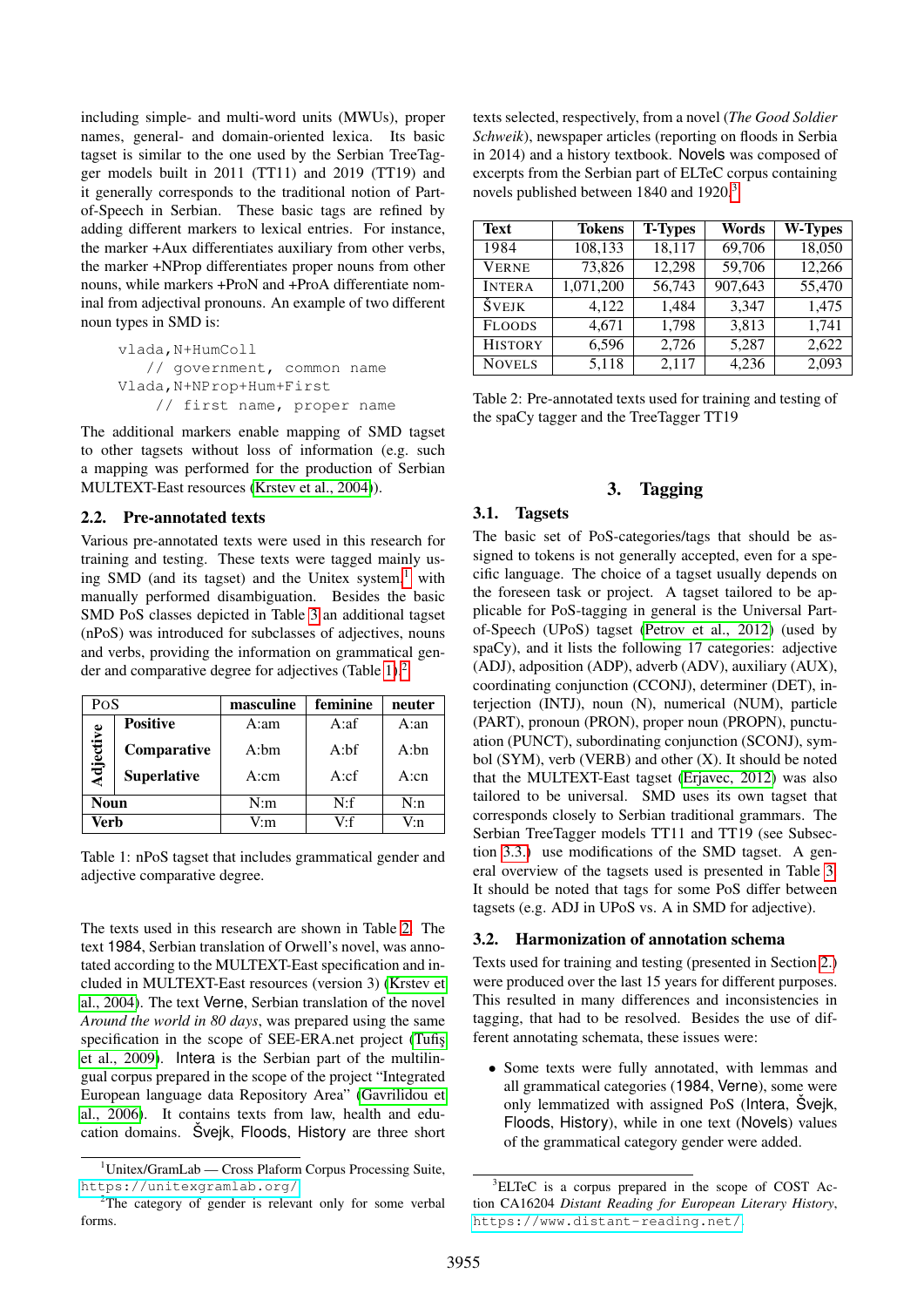including simple- and multi-word units (MWUs), proper names, general- and domain-oriented lexica. Its basic tagset is similar to the one used by the Serbian TreeTagger models built in 2011 (TT11) and 2019 (TT19) and it generally corresponds to the traditional notion of Part-of-Speech in Serbian. These basic tags are refined by adding different markers to lexical entries. For instance, the marker +Aux differentiates auxiliary from other verbs, the marker +NProp differentiates proper nouns from other nouns, while markers +ProN and +ProA differentiate nominal from adjectival pronouns. An example of two different noun types in SMD is:

```
vlada,N+HumColl
    // government, common name
Vlada,N+NProp+Hum+First
     // first name, proper name
```

The additional markers enable mapping of SMD tagset to other tagsets without loss of information (e.g. such a mapping was performed for the production of Serbian MULTEXT-East resources (Krstev et al., 2004)).

## 2.2. Pre-annotated texts

Various pre-annotated texts were used in this research for training and testing. These texts were tagged mainly using SMD (and its tagset) and the Unitex system[1] with manually performed disambiguation. Besides the basic SMD PoS classes depicted in Table 3 an additional tagset (nPoS) was introduced for subclasses of adjectives, nouns and verbs, providing the information on grammatical gender and comparative degree for adjectives (Table 1).[2]

| PoS | | masculine | feminine | neuter |
|---|---|---|---|---|
| Adjective | Positive | A:am | A:af | A:an |
| | Comparative | A:bm | A:bf | A:bn |
| | Superlative | A:cm | A:cf | A:cn |
| Noun | | N:m | N:f | N:n |
| Verb | | V:m | V:f | V:n |

Table 1: nPoS tagset that includes grammatical gender and adjective comparative degree.

The texts used in this research are shown in Table 2. The text 1984, Serbian translation of Orwell's novel, was annotated according to the MULTEXT-East specification and included in MULTEXT-East resources (version 3) (Krstev et al., 2004). The text Verne, Serbian translation of the novel *Around the world in 80 days*, was prepared using the same specification in the scope of SEE-ERA.net project (Tufiş et al., 2009). Intera is the Serbian part of the multilingual corpus prepared in the scope of the project "Integrated European language data Repository Area" (Gavrilidou et al., 2006). It contains texts from law, health and education domains. Švejk, Floods, History are three short texts selected, respectively, from a novel (*The Good Soldier Schweik*), newspaper articles (reporting on floods in Serbia in 2014) and a history textbook. Novels was composed of excerpts from the Serbian part of ELTeC corpus containing novels published between 1840 and 1920.[3]

| Text | Tokens | T-Types | Words | W-Types |
|---|---|---|---|---|
| 1984 | 108,133 | 18,117 | 69,706 | 18,050 |
| VERNE | 73,826 | 12,298 | 59,706 | 12,266 |
| INTERA | 1,071,200 | 56,743 | 907,643 | 55,470 |
| ŠVEJK | 4,122 | 1,484 | 3,347 | 1,475 |
| FLOODS | 4,671 | 1,798 | 3,813 | 1,741 |
| HISTORY | 6,596 | 2,726 | 5,287 | 2,622 |
| NOVELS | 5,118 | 2,117 | 4,236 | 2,093 |

Table 2: Pre-annotated texts used for training and testing of the spaCy tagger and the TreeTagger TT19

# 3. Tagging

## 3.1. Tagsets

The basic set of PoS-categories/tags that should be assigned to tokens is not generally accepted, even for a specific language. The choice of a tagset usually depends on the foreseen task or project. A tagset tailored to be applicable for PoS-tagging in general is the Universal Part-of-Speech (UPoS) tagset (Petrov et al., 2012) (used by spaCy), and it lists the following 17 categories: adjective (ADJ), adposition (ADP), adverb (ADV), auxiliary (AUX), coordinating conjunction (CCONJ), determiner (DET), interjection (INTJ), noun (N), numerical (NUM), particle (PART), pronoun (PRON), proper noun (PROPN), punctuation (PUNCT), subordinating conjunction (SCONJ), symbol (SYM), verb (VERB) and other (X). It should be noted that the MULTEXT-East tagset (Erjavec, 2012) was also tailored to be universal. SMD uses its own tagset that corresponds closely to Serbian traditional grammars. The Serbian TreeTagger models TT11 and TT19 (see Subsection 3.3.) use modifications of the SMD tagset. A general overview of the tagsets used is presented in Table 3. It should be noted that tags for some PoS differ between tagsets (e.g. ADJ in UPoS vs. A in SMD for adjective).

## 3.2. Harmonization of annotation schema

Texts used for training and testing (presented in Section 2.) were produced over the last 15 years for different purposes. This resulted in many differences and inconsistencies in tagging, that had to be resolved. Besides the use of different annotating schemata, these issues were:

- Some texts were fully annotated, with lemmas and all grammatical categories (1984, Verne), some were only lemmatized with assigned PoS (Intera, Švejk, Floods, History), while in one text (Novels) values of the grammatical category gender were added.

[1] Unitex/GramLab — Cross Plaform Corpus Processing Suite, https://unitexgramlab.org/

[2] The category of gender is relevant only for some verbal forms.

[3] ELTeC is a corpus prepared in the scope of COST Action CA16204 *Distant Reading for European Literary History*, https://www.distant-reading.net/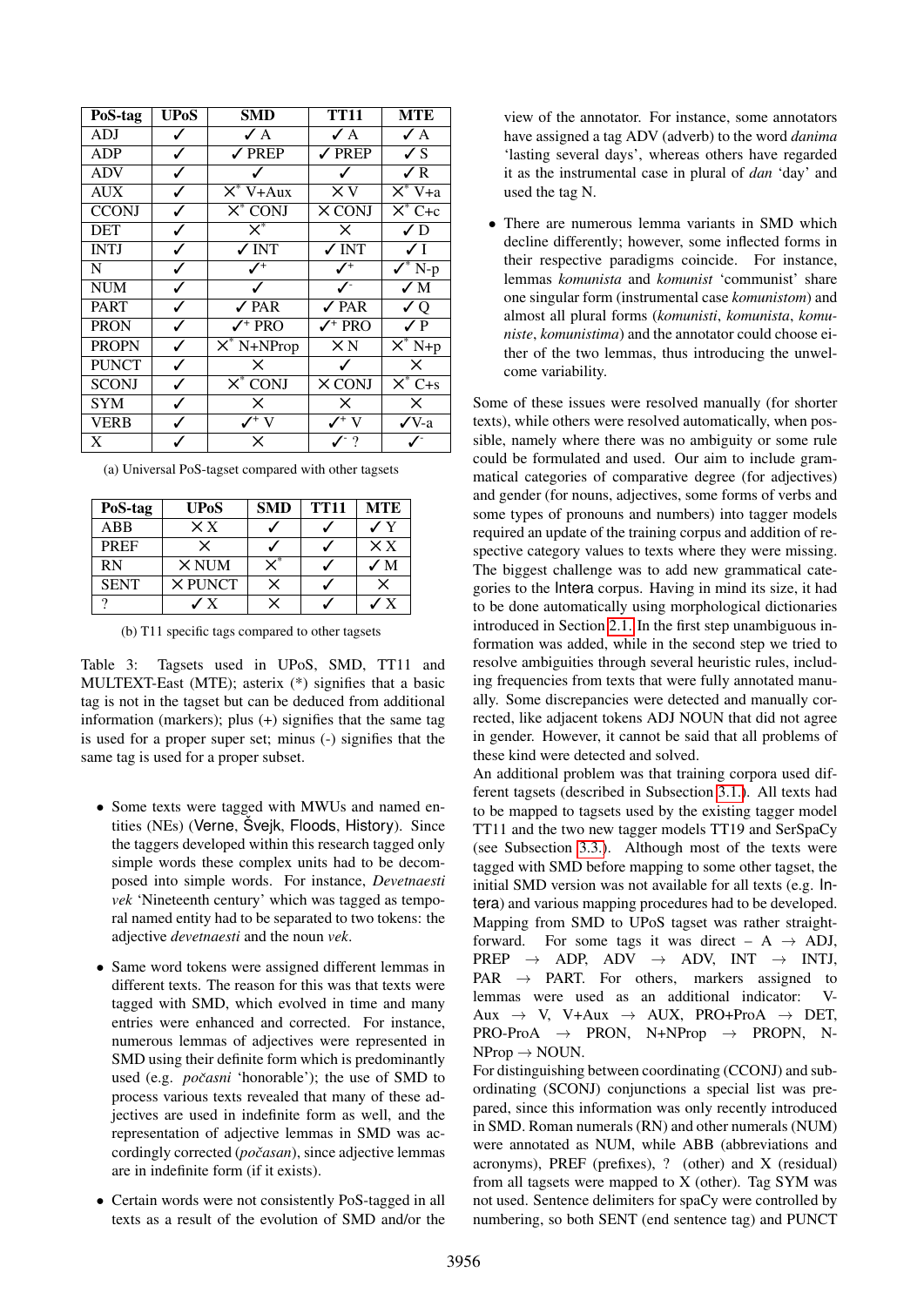| PoS-tag | UPoS | SMD | TT11 | MTE |
|---|---|---|---|---|
| ADJ | ✓ | ✓ A | ✓ A | ✓ A |
| ADP | ✓ | ✓ PREP | ✓ PREP | ✓ S |
| ADV | ✓ | ✓ | ✓ | ✓ R |
| AUX | ✓ | ×* V+Aux | × V | ×* V+a |
| CCONJ | ✓ | ×* CONJ | × CONJ | ×* C+c |
| DET | ✓ | ×* | × | ✓ D |
| INTJ | ✓ | ✓ INT | ✓ INT | ✓ I |
| N | ✓ | ✓+ | ✓+ | ✓* N-p |
| NUM | ✓ | ✓ | ✓- | ✓ M |
| PART | ✓ | ✓ PAR | ✓ PAR | ✓ Q |
| PRON | ✓ | ✓+ PRO | ✓+ PRO | ✓ P |
| PROPN | ✓ | ×* N+NProp | × N | ×* N+p |
| PUNCT | ✓ | × | ✓ | × |
| SCONJ | ✓ | ×* CONJ | × CONJ | ×* C+s |
| SYM | ✓ | × | × | × |
| VERB | ✓ | ✓+ V | ✓+ V | ✓V-a |
| X | ✓ | × | ✓- ? | ✓- |

(a) Universal PoS-tagset compared with other tagsets

| PoS-tag | UPoS | SMD | TT11 | MTE |
|---|---|---|---|---|
| ABB | × X | ✓ | ✓ | ✓ Y |
| PREF | × | ✓ | ✓ | × X |
| RN | × NUM | ×* | ✓ | ✓ M |
| SENT | × PUNCT | × | ✓ | × |
| ? | ✓ X | × | ✓ | ✓ X |

(b) T11 specific tags compared to other tagsets

Table 3: Tagsets used in UPoS, SMD, TT11 and MULTEXT-East (MTE); asterix (*) signifies that a basic tag is not in the tagset but can be deduced from additional information (markers); plus (+) signifies that the same tag is used for a proper super set; minus (-) signifies that the same tag is used for a proper subset.

- Some texts were tagged with MWUs and named entities (NEs) (Verne, Švejk, Floods, History). Since the taggers developed within this research tagged only simple words these complex units had to be decomposed into simple words. For instance, *Devetnaesti vek* 'Nineteenth century' which was tagged as temporal named entity had to be separated to two tokens: the adjective *devetnaesti* and the noun *vek*.

- Same word tokens were assigned different lemmas in different texts. The reason for this was that texts were tagged with SMD, which evolved in time and many entries were enhanced and corrected. For instance, numerous lemmas of adjectives were represented in SMD using their definite form which is predominantly used (e.g. *počasni* 'honorable'); the use of SMD to process various texts revealed that many of these adjectives are used in indefinite form as well, and the representation of adjective lemmas in SMD was accordingly corrected (*počasan*), since adjective lemmas are in indefinite form (if it exists).

- Certain words were not consistently PoS-tagged in all texts as a result of the evolution of SMD and/or the view of the annotator. For instance, some annotators have assigned a tag ADV (adverb) to the word *danima* 'lasting several days', whereas others have regarded it as the instrumental case in plural of *dan* 'day' and used the tag N.

- There are numerous lemma variants in SMD which decline differently; however, some inflected forms in their respective paradigms coincide. For instance, lemmas *komunista* and *komunist* 'communist' share one singular form (instrumental case *komunistom*) and almost all plural forms (*komunisti*, *komunista*, *komuniste*, *komunistima*) and the annotator could choose either of the two lemmas, thus introducing the unwelcome variability.

Some of these issues were resolved manually (for shorter texts), while others were resolved automatically, when possible, namely where there was no ambiguity or some rule could be formulated and used. Our aim to include grammatical categories of comparative degree (for adjectives) and gender (for nouns, adjectives, some forms of verbs and some types of pronouns and numbers) into tagger models required an update of the training corpus and addition of respective category values to texts where they were missing. The biggest challenge was to add new grammatical categories to the Intera corpus. Having in mind its size, it had to be done automatically using morphological dictionaries introduced in Section 2.1. In the first step unambiguous information was added, while in the second step we tried to resolve ambiguities through several heuristic rules, including frequencies from texts that were fully annotated manually. Some discrepancies were detected and manually corrected, like adjacent tokens ADJ NOUN that did not agree in gender. However, it cannot be said that all problems of these kind were detected and solved.

An additional problem was that training corpora used different tagsets (described in Subsection 3.1.). All texts had to be mapped to tagsets used by the existing tagger model TT11 and the two new tagger models TT19 and SerSpaCy (see Subsection 3.3.). Although most of the texts were tagged with SMD before mapping to some other tagset, the initial SMD version was not available for all texts (e.g. Intera) and various mapping procedures had to be developed. Mapping from SMD to UPoS tagset was rather straightforward. For some tags it was direct – A → ADJ, PREP → ADP, ADV → ADV, INT → INTJ, PAR → PART. For others, markers assigned to lemmas were used as an additional indicator: V-Aux → V, V+Aux → AUX, PRO+ProA → DET, PRO-ProA → PRON, N+NProp → PROPN, N-NProp → NOUN.

For distinguishing between coordinating (CCONJ) and subordinating (SCONJ) conjunctions a special list was prepared, since this information was only recently introduced in SMD. Roman numerals (RN) and other numerals (NUM) were annotated as NUM, while ABB (abbreviations and acronyms), PREF (prefixes), ? (other) and X (residual) from all tagsets were mapped to X (other). Tag SYM was not used. Sentence delimiters for spaCy were controlled by numbering, so both SENT (end sentence tag) and PUNCT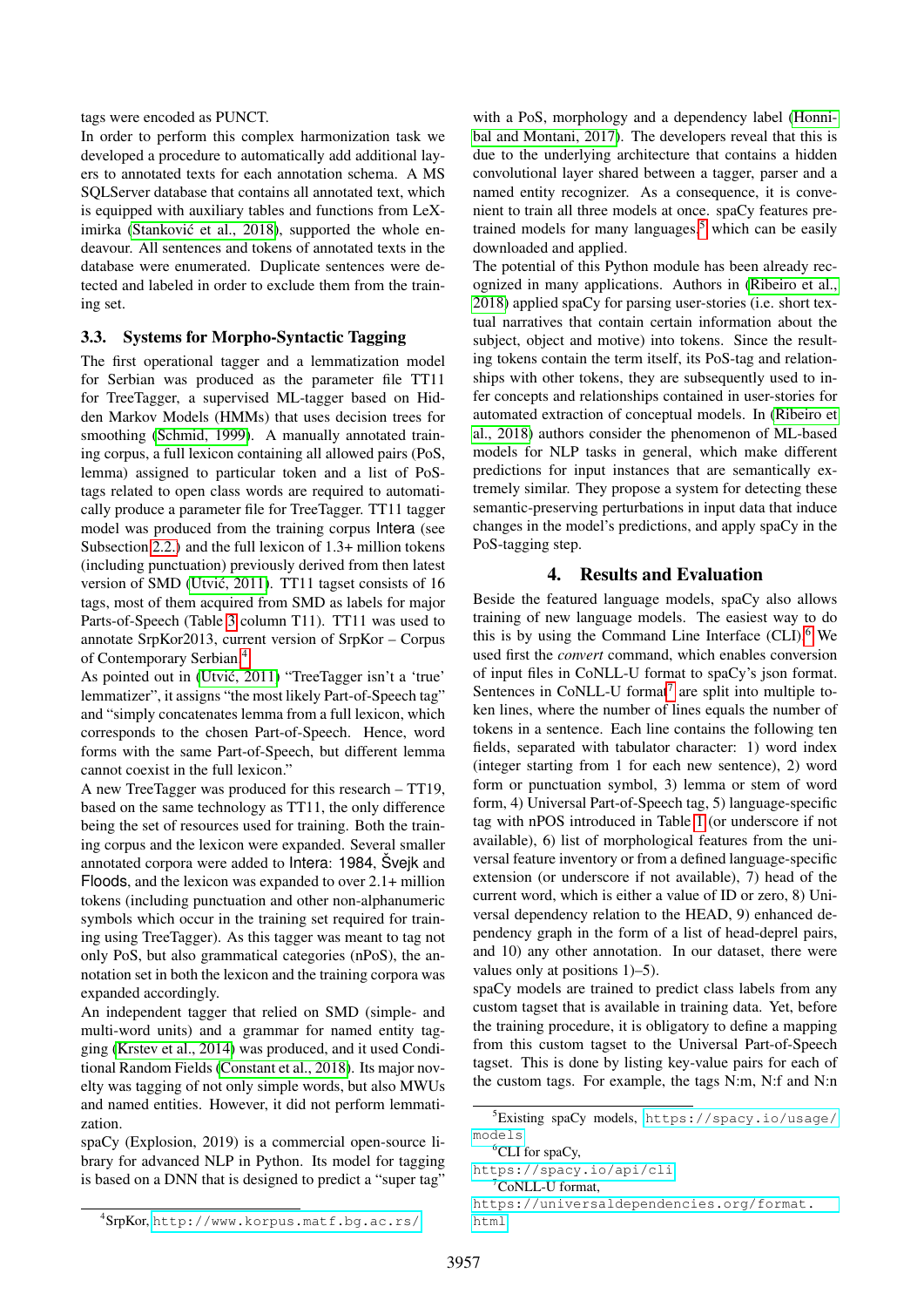tags were encoded as PUNCT.

In order to perform this complex harmonization task we developed a procedure to automatically add additional layers to annotated texts for each annotation schema. A MS SQLServer database that contains all annotated text, which is equipped with auxiliary tables and functions from LeXimirka (Stanković et al., 2018), supported the whole endeavour. All sentences and tokens of annotated texts in the database were enumerated. Duplicate sentences were detected and labeled in order to exclude them from the training set.

### 3.3. Systems for Morpho-Syntactic Tagging

The first operational tagger and a lemmatization model for Serbian was produced as the parameter file TT11 for TreeTagger, a supervised ML-tagger based on Hidden Markov Models (HMMs) that uses decision trees for smoothing (Schmid, 1999). A manually annotated training corpus, a full lexicon containing all allowed pairs (PoS, lemma) assigned to particular token and a list of PoS-tags related to open class words are required to automatically produce a parameter file for TreeTagger. TT11 tagger model was produced from the training corpus Intera (see Subsection 2.2.) and the full lexicon of 1.3+ million tokens (including punctuation) previously derived from then latest version of SMD (Utvić, 2011). TT11 tagset consists of 16 tags, most of them acquired from SMD as labels for major Parts-of-Speech (Table 3 column T11). TT11 was used to annotate SrpKor2013, current version of SrpKor – Corpus of Contemporary Serbian.[4]

As pointed out in (Utvić, 2011) “TreeTagger isn't a 'true' lemmatizer”, it assigns “the most likely Part-of-Speech tag” and “simply concatenates lemma from a full lexicon, which corresponds to the chosen Part-of-Speech. Hence, word forms with the same Part-of-Speech, but different lemma cannot coexist in the full lexicon.”

A new TreeTagger was produced for this research – TT19, based on the same technology as TT11, the only difference being the set of resources used for training. Both the training corpus and the lexicon were expanded. Several smaller annotated corpora were added to Intera: 1984, Švejk and Floods, and the lexicon was expanded to over 2.1+ million tokens (including punctuation and other non-alphanumeric symbols which occur in the training set required for training using TreeTagger). As this tagger was meant to tag not only PoS, but also grammatical categories (nPoS), the annotation set in both the lexicon and the training corpora was expanded accordingly.

An independent tagger that relied on SMD (simple- and multi-word units) and a grammar for named entity tagging (Krstev et al., 2014) was produced, and it used Conditional Random Fields (Constant et al., 2018). Its major novelty was tagging of not only simple words, but also MWUs and named entities. However, it did not perform lemmatization.

spaCy (Explosion, 2019) is a commercial open-source library for advanced NLP in Python. Its model for tagging is based on a DNN that is designed to predict a “super tag” with a PoS, morphology and a dependency label (Honnibal and Montani, 2017). The developers reveal that this is due to the underlying architecture that contains a hidden convolutional layer shared between a tagger, parser and a named entity recognizer. As a consequence, it is convenient to train all three models at once. spaCy features pre-trained models for many languages[5] which can be easily downloaded and applied.

The potential of this Python module has been already recognized in many applications. Authors in (Ribeiro et al., 2018) applied spaCy for parsing user-stories (i.e. short textual narratives that contain certain information about the subject, object and motive) into tokens. Since the resulting tokens contain the term itself, its PoS-tag and relationships with other tokens, they are subsequently used to infer concepts and relationships contained in user-stories for automated extraction of conceptual models. In (Ribeiro et al., 2018) authors consider the phenomenon of ML-based models for NLP tasks in general, which make different predictions for input instances that are semantically extremely similar. They propose a system for detecting these semantic-preserving perturbations in input data that induce changes in the model's predictions, and apply spaCy in the PoS-tagging step.

## 4. Results and Evaluation

Beside the featured language models, spaCy also allows training of new language models. The easiest way to do this is by using the Command Line Interface (CLI).[6] We used first the *convert* command, which enables conversion of input files in CoNLL-U format to spaCy's json format. Sentences in CoNLL-U format[7] are split into multiple token lines, where the number of lines equals the number of tokens in a sentence. Each line contains the following ten fields, separated with tabulator character: 1) word index (integer starting from 1 for each new sentence), 2) word form or punctuation symbol, 3) lemma or stem of word form, 4) Universal Part-of-Speech tag, 5) language-specific tag with nPOS introduced in Table 1 (or underscore if not available), 6) list of morphological features from the universal feature inventory or from a defined language-specific extension (or underscore if not available), 7) head of the current word, which is either a value of ID or zero, 8) Universal dependency relation to the HEAD, 9) enhanced dependency graph in the form of a list of head-deprel pairs, and 10) any other annotation. In our dataset, there were values only at positions 1)–5).

spaCy models are trained to predict class labels from any custom tagset that is available in training data. Yet, before the training procedure, it is obligatory to define a mapping from this custom tagset to the Universal Part-of-Speech tagset. This is done by listing key-value pairs for each of the custom tags. For example, the tags N:m, N:f and N:n

[4] SrpKor, http://www.korpus.matf.bg.ac.rs/

[5] Existing spaCy models, https://spacy.io/usage/models

[6] CLI for spaCy, https://spacy.io/api/cli

[7] CoNLL-U format, https://universaldependencies.org/format.html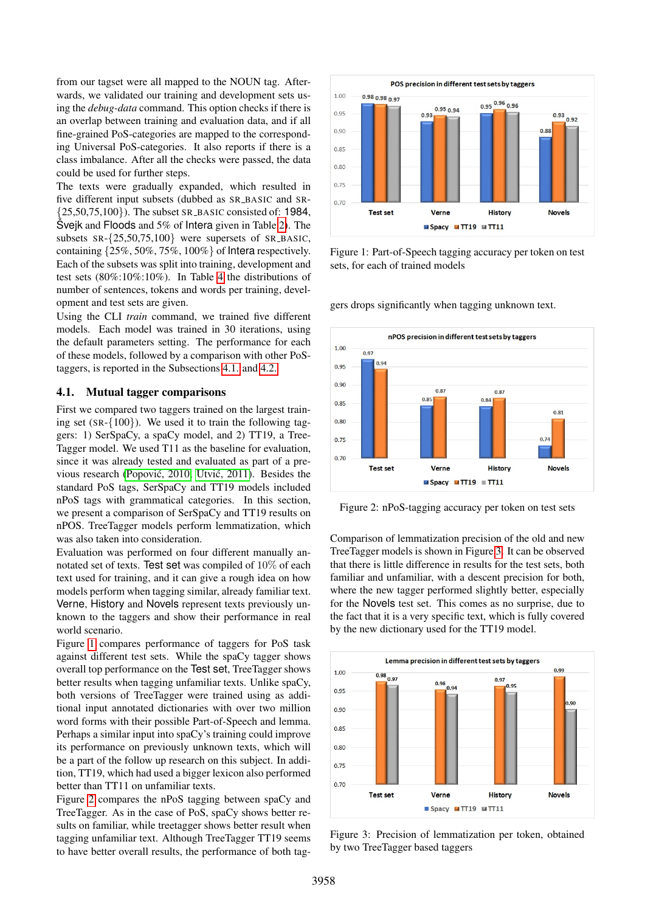from our tagset were all mapped to the NOUN tag. Afterwards, we validated our training and development sets using the *debug-data* command. This option checks if there is an overlap between training and evaluation data, and if all fine-grained PoS-categories are mapped to the corresponding Universal PoS-categories. It also reports if there is a class imbalance. After all the checks were passed, the data could be used for further steps.

The texts were gradually expanded, which resulted in five different input subsets (dubbed as SR_BASIC and SR-{25,50,75,100}). The subset SR_BASIC consisted of: 1984, Švejk and Floods and 5% of Intera given in Table 2. The subsets SR-{25,50,75,100} were supersets of SR_BASIC, containing {25%, 50%, 75%, 100%} of Intera respectively. Each of the subsets was split into training, development and test sets (80%:10%:10%). In Table 4 the distributions of number of sentences, tokens and words per training, development and test sets are given.

Using the CLI *train* command, we trained five different models. Each model was trained in 30 iterations, using the default parameters setting. The performance for each of these models, followed by a comparison with other PoS-taggers, is reported in the Subsections 4.1. and 4.2.

## 4.1. Mutual tagger comparisons

First we compared two taggers trained on the largest training set (SR-{100}). We used it to train the following taggers: 1) SerSpaCy, a spaCy model, and 2) TT19, a TreeTagger model. We used T11 as the baseline for evaluation, since it was already tested and evaluated as part of a previous research (Popović, 2010; Utvić, 2011). Besides the standard PoS tags, SerSpaCy and TT19 models included nPoS tags with grammatical categories. In this section, we present a comparison of SerSpaCy and TT19 results on nPOS. TreeTagger models perform lemmatization, which was also taken into consideration.

Evaluation was performed on four different manually annotated sets of texts. Test set was compiled of 10% of each text used for training, and it can give a rough idea on how models perform when tagging similar, already familiar text. Verne, History and Novels represent texts previously unknown to the taggers and show their performance in real world scenario.

Figure 1 compares performance of taggers for PoS task against different test sets. While the spaCy tagger shows overall top performance on the Test set, TreeTagger shows better results when tagging unfamiliar texts. Unlike spaCy, both versions of TreeTagger were trained using as additional input annotated dictionaries with over two million word forms with their possible Part-of-Speech and lemma. Perhaps a similar input into spaCy's training could improve its performance on previously unknown texts, which will be a part of the follow up research on this subject. In addition, TT19, which had used a bigger lexicon also performed better than TT11 on unfamiliar texts.

Figure 2 compares the nPoS tagging between spaCy and TreeTagger. As in the case of PoS, spaCy shows better results on familiar, while treetagger shows better result when tagging unfamiliar text. Although TreeTagger TT19 seems to have better overall results, the performance of both taggers drops significantly when tagging unknown text.

Figure 1: Part-of-Speech tagging accuracy per token on test sets, for each of trained models

Figure 2: nPoS-tagging accuracy per token on test sets

Comparison of lemmatization precision of the old and new TreeTagger models is shown in Figure 3. It can be observed that there is little difference in results for the test sets, both familiar and unfamiliar, with a descent precision for both, where the new tagger performed slightly better, especially for the Novels test set. This comes as no surprise, due to the fact that it is a very specific text, which is fully covered by the new dictionary used for the TT19 model.

Figure 3: Precision of lemmatization per token, obtained by two TreeTagger based taggers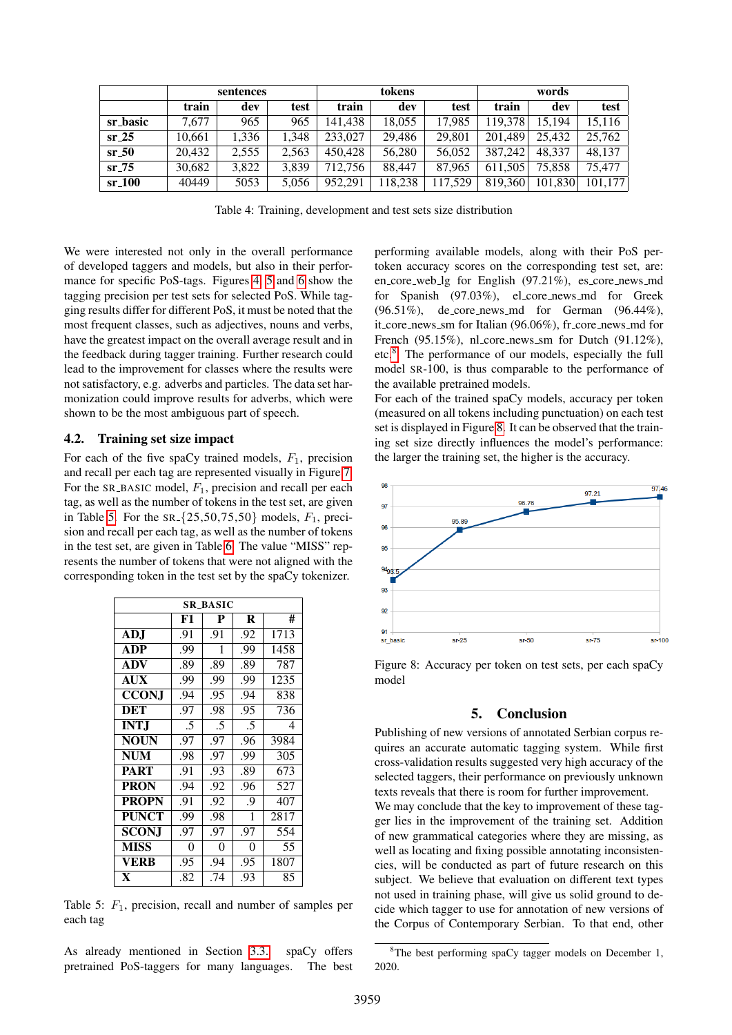|  | sentences | | | tokens | | | words | | |
|---|---|---|---|---|---|---|---|---|---|
|  | train | dev | test | train | dev | test | train | dev | test |
| **sr_basic** | 7,677 | 965 | 965 | 141,438 | 18,055 | 17,985 | 119,378 | 15,194 | 15,116 |
| **sr_25** | 10,661 | 1,336 | 1,348 | 233,027 | 29,486 | 29,801 | 201,489 | 25,432 | 25,762 |
| **sr_50** | 20,432 | 2,555 | 2,563 | 450,428 | 56,280 | 56,052 | 387,242 | 48,337 | 48,137 |
| **sr_75** | 30,682 | 3,822 | 3,839 | 712,756 | 88,447 | 87,965 | 611,505 | 75,858 | 75,477 |
| **sr_100** | 40449 | 5053 | 5,056 | 952,291 | 118,238 | 117,529 | 819,360 | 101,830 | 101,177 |

Table 4: Training, development and test sets size distribution

We were interested not only in the overall performance of developed taggers and models, but also in their performance for specific PoS-tags. Figures 4, 5 and 6 show the tagging precision per test sets for selected PoS. While tagging results differ for different PoS, it must be noted that the most frequent classes, such as adjectives, nouns and verbs, have the greatest impact on the overall average result and in the feedback during tagger training. Further research could lead to the improvement for classes where the results were not satisfactory, e.g. adverbs and particles. The data set harmonization could improve results for adverbs, which were shown to be the most ambiguous part of speech.

## 4.2. Training set size impact

For each of the five spaCy trained models, $F_1$, precision and recall per each tag are represented visually in Figure 7. For the SR_BASIC model, $F_1$, precision and recall per each tag, as well as the number of tokens in the test set, are given in Table 5. For the SR_{25,50,75,50} models, $F_1$, precision and recall per each tag, as well as the number of tokens in the test set, are given in Table 6. The value "MISS" represents the number of tokens that were not aligned with the corresponding token in the test set by the spaCy tokenizer.

| SR_BASIC | | | | |
|---|---|---|---|---|
|  | F1 | P | R | # |
| **ADJ** | .91 | .91 | .92 | 1713 |
| **ADP** | .99 | 1 | .99 | 1458 |
| **ADV** | .89 | .89 | .89 | 787 |
| **AUX** | .99 | .99 | .99 | 1235 |
| **CCONJ** | .94 | .95 | .94 | 838 |
| **DET** | .97 | .98 | .95 | 736 |
| **INTJ** | .5 | .5 | .5 | 4 |
| **NOUN** | .97 | .97 | .96 | 3984 |
| **NUM** | .98 | .97 | .99 | 305 |
| **PART** | .91 | .93 | .89 | 673 |
| **PRON** | .94 | .92 | .96 | 527 |
| **PROPN** | .91 | .92 | .9 | 407 |
| **PUNCT** | .99 | .98 | 1 | 2817 |
| **SCONJ** | .97 | .97 | .97 | 554 |
| **MISS** | 0 | 0 | 0 | 55 |
| **VERB** | .95 | .94 | .95 | 1807 |
| **X** | .82 | .74 | .93 | 85 |

Table 5: $F_1$, precision, recall and number of samples per each tag

As already mentioned in Section 3.3., spaCy offers pretrained PoS-taggers for many languages. The best performing available models, along with their PoS per-token accuracy scores on the corresponding test set, are: en_core_web_lg for English (97.21%), es_core_news_md for Spanish (97.03%), el_core_news_md for Greek (96.51%), de_core_news_md for German (96.44%), it_core_news_sm for Italian (96.06%), fr_core_news_md for French (95.15%), nl_core_news_sm for Dutch (91.12%), etc.[8] The performance of our models, especially the full model SR-100, is thus comparable to the performance of the available pretrained models.

For each of the trained spaCy models, accuracy per token (measured on all tokens including punctuation) on each test set is displayed in Figure 8. It can be observed that the training set size directly influences the model's performance: the larger the training set, the higher is the accuracy.

Figure 8: Accuracy per token on test sets, per each spaCy model

## 5. Conclusion

Publishing of new versions of annotated Serbian corpus requires an accurate automatic tagging system. While first cross-validation results suggested very high accuracy of the selected taggers, their performance on previously unknown texts reveals that there is room for further improvement.

We may conclude that the key to improvement of these tagger lies in the improvement of the training set. Addition of new grammatical categories where they are missing, as well as locating and fixing possible annotating inconsistencies, will be conducted as part of future research on this subject. We believe that evaluation on different text types not used in training phase, will give us solid ground to decide which tagger to use for annotation of new versions of the Corpus of Contemporary Serbian. To that end, other

[8]The best performing spaCy tagger models on December 1, 2020.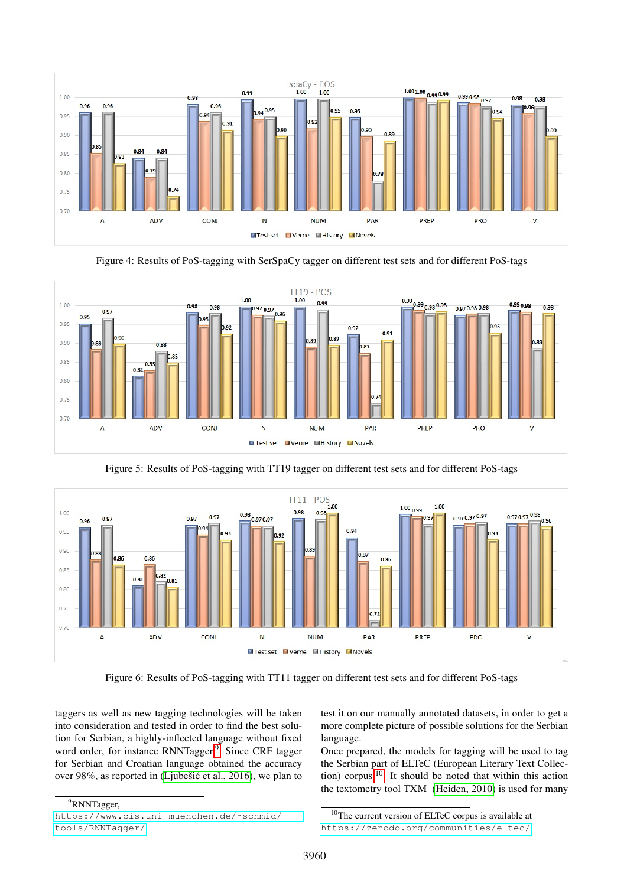Figure 4: Results of PoS-tagging with SerSpaCy tagger on different test sets and for different PoS-tags

Figure 5: Results of PoS-tagging with TT19 tagger on different test sets and for different PoS-tags

Figure 6: Results of PoS-tagging with TT11 tagger on different test sets and for different PoS-tags

taggers as well as new tagging technologies will be taken into consideration and tested in order to find the best solution for Serbian, a highly-inflected language without fixed word order, for instance RNNTagger[9]. Since CRF tagger for Serbian and Croatian language obtained the accuracy over 98%, as reported in (Ljubešić et al., 2016), we plan to test it on our manually annotated datasets, in order to get a more complete picture of possible solutions for the Serbian language.

Once prepared, the models for tagging will be used to tag the Serbian part of ELTeC (European Literary Text Collection) corpus[10]. It should be noted that within this action the textometry tool TXM (Heiden, 2010) is used for many

[9]RNNTagger, https://www.cis.uni-muenchen.de/~schmid/tools/RNNTagger/

[10]The current version of ELTeC corpus is available at https://zenodo.org/communities/eltec/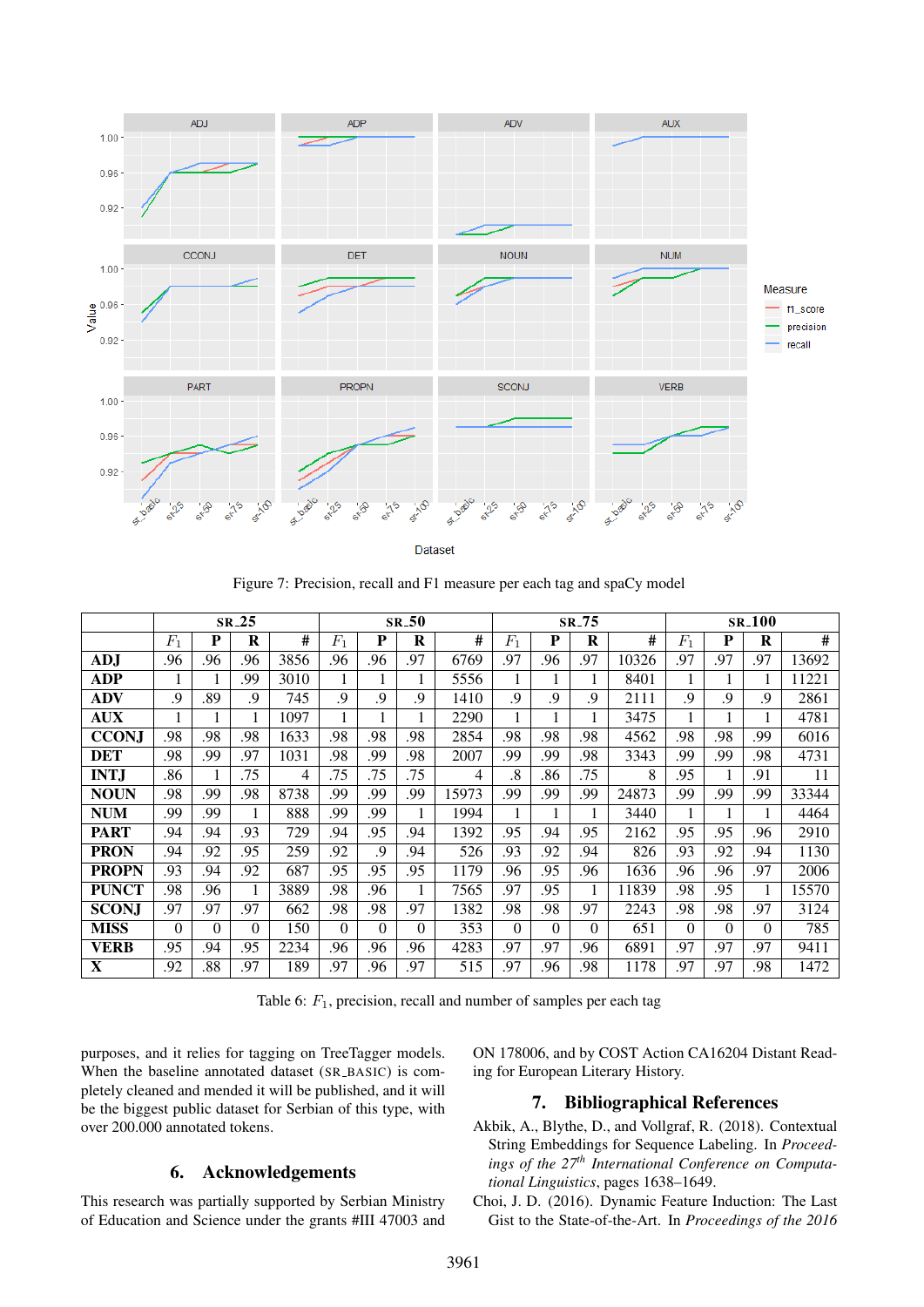Figure 7: Precision, recall and F1 measure per each tag and spaCy model

| | SR_25 | | | | SR_50 | | | | SR_75 | | | | SR_100 | | | |
|---|---|---|---|---|---|---|---|---|---|---|---|---|---|---|---|---|
| | $F_1$ | P | R | # | $F_1$ | P | R | # | $F_1$ | P | R | # | $F_1$ | P | R | # |
| **ADJ** | .96 | .96 | .96 | 3856 | .96 | .96 | .97 | 6769 | .97 | .96 | .97 | 10326 | .97 | .97 | .97 | 13692 |
| **ADP** | 1 | 1 | .99 | 3010 | 1 | 1 | 1 | 5556 | 1 | 1 | 1 | 8401 | 1 | 1 | 1 | 11221 |
| **ADV** | .9 | .89 | .9 | 745 | .9 | .9 | .9 | 1410 | .9 | .9 | .9 | 2111 | .9 | .9 | .9 | 2861 |
| **AUX** | 1 | 1 | 1 | 1097 | 1 | 1 | 1 | 2290 | 1 | 1 | 1 | 3475 | 1 | 1 | 1 | 4781 |
| **CCONJ** | .98 | .98 | .98 | 1633 | .98 | .98 | .98 | 2854 | .98 | .98 | .98 | 4562 | .98 | .98 | .99 | 6016 |
| **DET** | .98 | .99 | .97 | 1031 | .98 | .99 | .98 | 2007 | .99 | .99 | .98 | 3343 | .99 | .99 | .98 | 4731 |
| **INTJ** | .86 | 1 | .75 | 4 | .75 | .75 | .75 | 4 | .8 | .86 | .75 | 8 | .95 | 1 | .91 | 11 |
| **NOUN** | .98 | .99 | .98 | 8738 | .99 | .99 | .99 | 15973 | .99 | .99 | .99 | 24873 | .99 | .99 | .99 | 33344 |
| **NUM** | .99 | .99 | 1 | 888 | .99 | .99 | 1 | 1994 | 1 | 1 | 1 | 3440 | 1 | 1 | 1 | 4464 |
| **PART** | .94 | .94 | .93 | 729 | .94 | .95 | .94 | 1392 | .95 | .94 | .95 | 2162 | .95 | .95 | .96 | 2910 |
| **PRON** | .94 | .92 | .95 | 259 | .92 | .9 | .94 | 526 | .93 | .92 | .94 | 826 | .93 | .92 | .94 | 1130 |
| **PROPN** | .93 | .94 | .92 | 687 | .95 | .95 | .95 | 1179 | .96 | .95 | .96 | 1636 | .96 | .96 | .97 | 2006 |
| **PUNCT** | .98 | .96 | 1 | 3889 | .98 | .96 | 1 | 7565 | .97 | .95 | 1 | 11839 | .98 | .95 | 1 | 15570 |
| **SCONJ** | .97 | .97 | .97 | 662 | .98 | .98 | .97 | 1382 | .98 | .98 | .97 | 2243 | .98 | .98 | .97 | 3124 |
| **MISS** | 0 | 0 | 0 | 150 | 0 | 0 | 0 | 353 | 0 | 0 | 0 | 651 | 0 | 0 | 0 | 785 |
| **VERB** | .95 | .94 | .95 | 2234 | .96 | .96 | .96 | 4283 | .97 | .97 | .96 | 6891 | .97 | .97 | .97 | 9411 |
| **X** | .92 | .88 | .97 | 189 | .97 | .96 | .97 | 515 | .97 | .96 | .98 | 1178 | .97 | .97 | .98 | 1472 |

Table 6: $F_1$, precision, recall and number of samples per each tag

purposes, and it relies for tagging on TreeTagger models. When the baseline annotated dataset (SR_BASIC) is completely cleaned and mended it will be published, and it will be the biggest public dataset for Serbian of this type, with over 200.000 annotated tokens.

## 6. Acknowledgements

This research was partially supported by Serbian Ministry of Education and Science under the grants #III 47003 and ON 178006, and by COST Action CA16204 Distant Reading for European Literary History.

## 7. Bibliographical References

Akbik, A., Blythe, D., and Vollgraf, R. (2018). Contextual String Embeddings for Sequence Labeling. In *Proceedings of the 27th International Conference on Computational Linguistics*, pages 1638–1649.

Choi, J. D. (2016). Dynamic Feature Induction: The Last Gist to the State-of-the-Art. In *Proceedings of the 2016*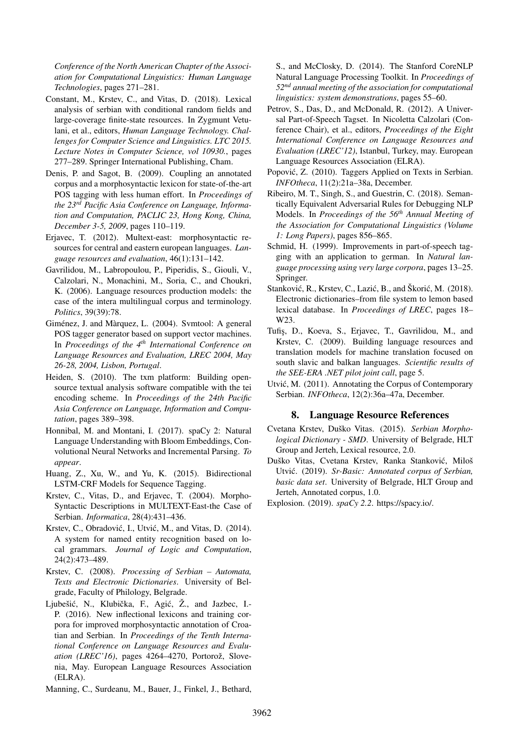*Conference of the North American Chapter of the Association for Computational Linguistics: Human Language Technologies*, pages 271–281.

Constant, M., Krstev, C., and Vitas, D. (2018). Lexical analysis of serbian with conditional random fields and large-coverage finite-state resources. In Zygmunt Vetulani, et al., editors, *Human Language Technology. Challenges for Computer Science and Linguistics. LTC 2015. Lecture Notes in Computer Science, vol 10930.*, pages 277–289. Springer International Publishing, Cham.

Denis, P. and Sagot, B. (2009). Coupling an annotated corpus and a morphosyntactic lexicon for state-of-the-art POS tagging with less human effort. In *Proceedings of the 23rd Pacific Asia Conference on Language, Information and Computation, PACLIC 23, Hong Kong, China, December 3-5, 2009*, pages 110–119.

Erjavec, T. (2012). Multext-east: morphosyntactic resources for central and eastern european languages. *Language resources and evaluation*, 46(1):131–142.

Gavrilidou, M., Labropoulou, P., Piperidis, S., Giouli, V., Calzolari, N., Monachini, M., Soria, C., and Choukri, K. (2006). Language resources production models: the case of the intera multilingual corpus and terminology. *Politics*, 39(39):78.

Giménez, J. and Màrquez, L. (2004). Svmtool: A general POS tagger generator based on support vector machines. In *Proceedings of the 4th International Conference on Language Resources and Evaluation, LREC 2004, May 26-28, 2004, Lisbon, Portugal*.

Heiden, S. (2010). The txm platform: Building open-source textual analysis software compatible with the tei encoding scheme. In *Proceedings of the 24th Pacific Asia Conference on Language, Information and Computation*, pages 389–398.

Honnibal, M. and Montani, I. (2017). spaCy 2: Natural Language Understanding with Bloom Embeddings, Convolutional Neural Networks and Incremental Parsing. *To appear*.

Huang, Z., Xu, W., and Yu, K. (2015). Bidirectional LSTM-CRF Models for Sequence Tagging.

Krstev, C., Vitas, D., and Erjavec, T. (2004). Morpho-Syntactic Descriptions in MULTEXT-East-the Case of Serbian. *Informatica*, 28(4):431–436.

Krstev, C., Obradović, I., Utvić, M., and Vitas, D. (2014). A system for named entity recognition based on local grammars. *Journal of Logic and Computation*, 24(2):473–489.

Krstev, C. (2008). *Processing of Serbian – Automata, Texts and Electronic Dictionaries*. University of Belgrade, Faculty of Philology, Belgrade.

Ljubešić, N., Klubička, F., Agić, Ž., and Jazbec, I.-P. (2016). New inflectional lexicons and training corpora for improved morphosyntactic annotation of Croatian and Serbian. In *Proceedings of the Tenth International Conference on Language Resources and Evaluation (LREC'16)*, pages 4264–4270, Portorož, Slovenia, May. European Language Resources Association (ELRA).

Manning, C., Surdeanu, M., Bauer, J., Finkel, J., Bethard, S., and McClosky, D. (2014). The Stanford CoreNLP Natural Language Processing Toolkit. In *Proceedings of 52nd annual meeting of the association for computational linguistics: system demonstrations*, pages 55–60.

Petrov, S., Das, D., and McDonald, R. (2012). A Universal Part-of-Speech Tagset. In Nicoletta Calzolari (Conference Chair), et al., editors, *Proceedings of the Eight International Conference on Language Resources and Evaluation (LREC'12)*, Istanbul, Turkey, may. European Language Resources Association (ELRA).

Popović, Z. (2010). Taggers Applied on Texts in Serbian. *INFOtheca*, 11(2):21a–38a, December.

Ribeiro, M. T., Singh, S., and Guestrin, C. (2018). Semantically Equivalent Adversarial Rules for Debugging NLP Models. In *Proceedings of the 56th Annual Meeting of the Association for Computational Linguistics (Volume 1: Long Papers)*, pages 856–865.

Schmid, H. (1999). Improvements in part-of-speech tagging with an application to german. In *Natural language processing using very large corpora*, pages 13–25. Springer.

Stanković, R., Krstev, C., Lazić, B., and Škorić, M. (2018). Electronic dictionaries–from file system to lemon based lexical database. In *Proceedings of LREC*, pages 18–W23.

Tufiş, D., Koeva, S., Erjavec, T., Gavrilidou, M., and Krstev, C. (2009). Building language resources and translation models for machine translation focused on south slavic and balkan languages. *Scientific results of the SEE-ERA .NET pilot joint call*, page 5.

Utvić, M. (2011). Annotating the Corpus of Contemporary Serbian. *INFOtheca*, 12(2):36a–47a, December.

## 8. Language Resource References

Cvetana Krstev, Duško Vitas. (2015). *Serbian Morphological Dictionary - SMD*. University of Belgrade, HLT Group and Jerteh, Lexical resource, 2.0.

Duško Vitas, Cvetana Krstev, Ranka Stanković, Miloš Utvić. (2019). *Sr-Basic: Annotated corpus of Serbian, basic data set*. University of Belgrade, HLT Group and Jerteh, Annotated corpus, 1.0.

Explosion. (2019). *spaCy 2.2*. https://spacy.io/.